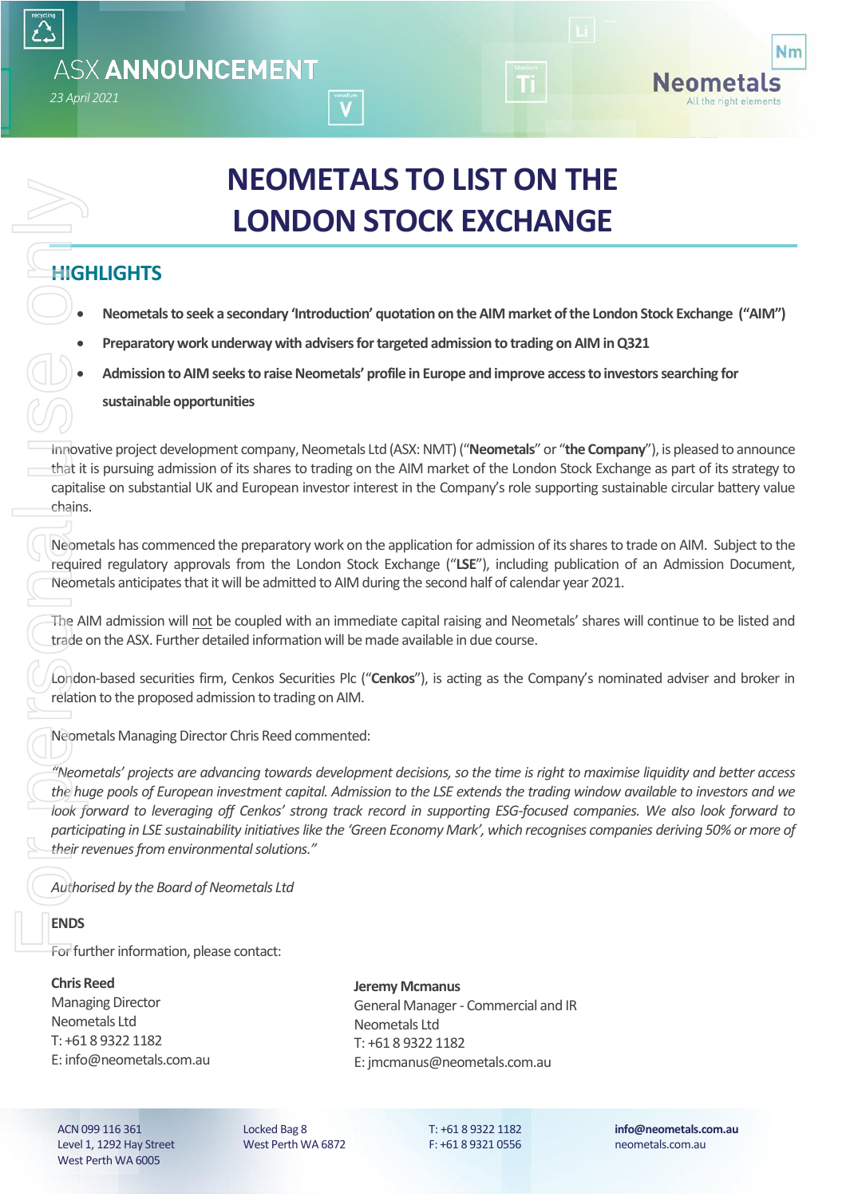ASX ANNOUNCEMENT

23 April 2021

# NEOMETALS TO LIST ON THE LONDON STOCK EXCHANGE

## HIGHLIGHTS

- **Neometals to seek a secondary 'Introduction' quotation on the AIM market of the London Stock Exchange ("AIM")**
- **Preparatory work underway with advisers for targeted admission to trading on AIM in Q321**
- **Admission to AIM seeks to raise Neometals' profile in Europe and improve access to investors searching for sustainable opportunities**

Innovative project development company, Neometals Ltd (ASX: NMT) ("**Neometals**" or "**the Company**"), is pleased to announce that it is pursuing admission of its shares to trading on the AIM market of the London Stock Exchange as part of its strategy to capitalise on substantial UK and European investor interest in the Company's role supporting sustainable circular battery value chains.

Neometals has commenced the preparatory work on the application for admission of its shares to trade on AIM. Subject to the required regulatory approvals from the London Stock Exchange ("**LSE**"), including publication of an Admission Document, Neometals anticipates that it will be admitted to AIM during the second half of calendar year 2021.

The AIM admission will not be coupled with an immediate capital raising and Neometals' shares will continue to be listed and trade on the ASX. Further detailed information will be made available in due course.

London-based securities firm, Cenkos Securities Plc ("**Cenkos**"), is acting as the Company's nominated adviser and broker in relation to the proposed admission to trading on AIM.

Neometals Managing Director Chris Reed commented:

*"Neometals' projects are advancing towards development decisions, so the time is right to maximise liquidity and better access the huge pools of European investment capital. Admission to the LSE extends the trading window available to investors and we look forward to leveraging off Cenkos' strong track record in supporting ESG-focused companies. We also look forward to participating in LSE sustainability initiatives like the 'Green Economy Mark', which recognises companies deriving 50% or more of their revenues from environmental solutions."*

*Authorised by the Board of Neometals Ltd*

**ENDS**

For further information, please contact:

**Chris Reed**
Managing Director
Neometals Ltd
T: +61 8 9322 1182
E: info@neometals.com.au

**Jeremy Mcmanus**
General Manager - Commercial and IR
Neometals Ltd
T: +61 8 9322 1182
E: jmcmanus@neometals.com.au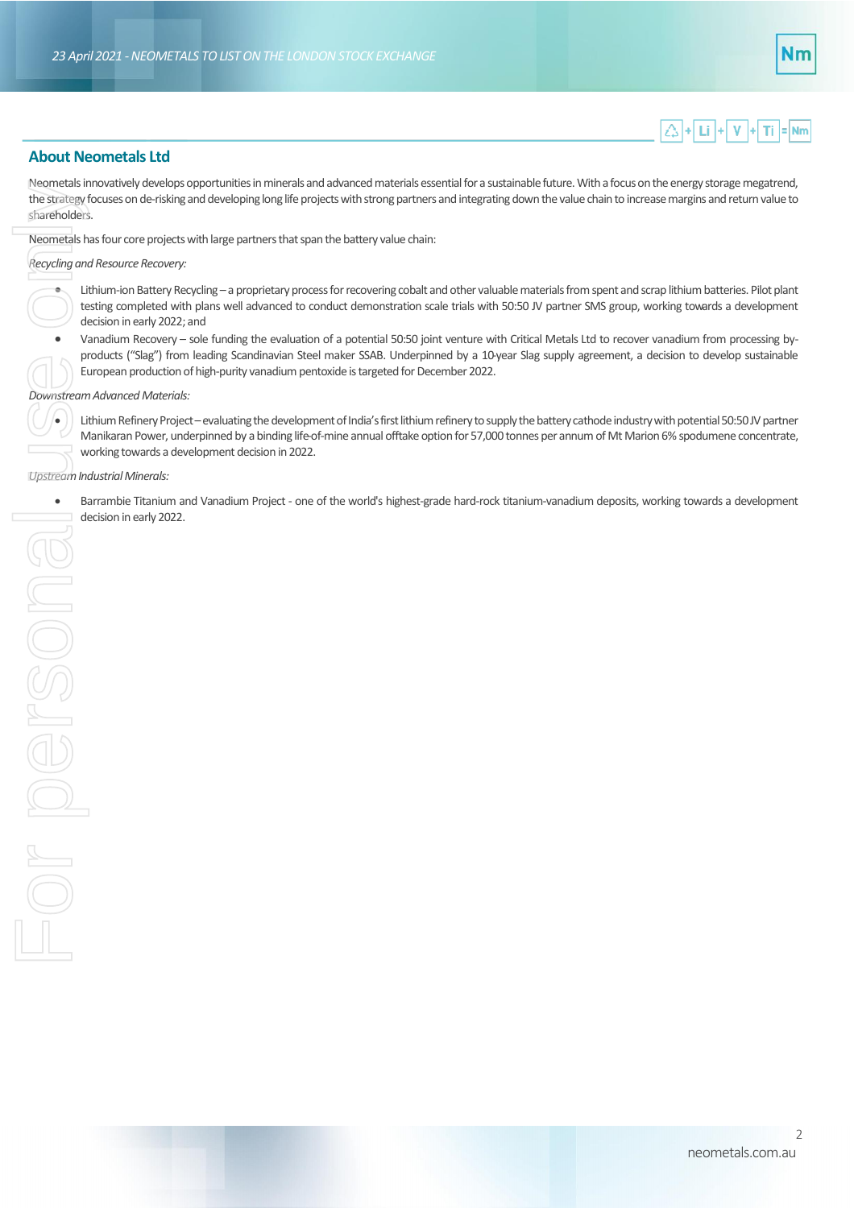## About Neometals Ltd

Neometals innovatively develops opportunities in minerals and advanced materials essential for a sustainable future. With a focus on the energy storage megatrend, the strategy focuses on de-risking and developing long life projects with strong partners and integrating down the value chain to increase margins and return value to shareholders.

Neometals has four core projects with large partners that span the battery value chain:

*Recycling and Resource Recovery:*

- Lithium-ion Battery Recycling – a proprietary process for recovering cobalt and other valuable materials from spent and scrap lithium batteries. Pilot plant testing completed with plans well advanced to conduct demonstration scale trials with 50:50 JV partner SMS group, working towards a development decision in early 2022; and
- Vanadium Recovery – sole funding the evaluation of a potential 50:50 joint venture with Critical Metals Ltd to recover vanadium from processing by-products ("Slag") from leading Scandinavian Steel maker SSAB. Underpinned by a 10-year Slag supply agreement, a decision to develop sustainable European production of high-purity vanadium pentoxide is targeted for December 2022.

*Downstream Advanced Materials:*

- Lithium Refinery Project – evaluating the development of India's first lithium refinery to supply the battery cathode industry with potential 50:50 JV partner Manikaran Power, underpinned by a binding life-of-mine annual offtake option for 57,000 tonnes per annum of Mt Marion 6% spodumene concentrate, working towards a development decision in 2022.

*Upstream Industrial Minerals:*

- Barrambie Titanium and Vanadium Project - one of the world's highest-grade hard-rock titanium-vanadium deposits, working towards a development decision in early 2022.